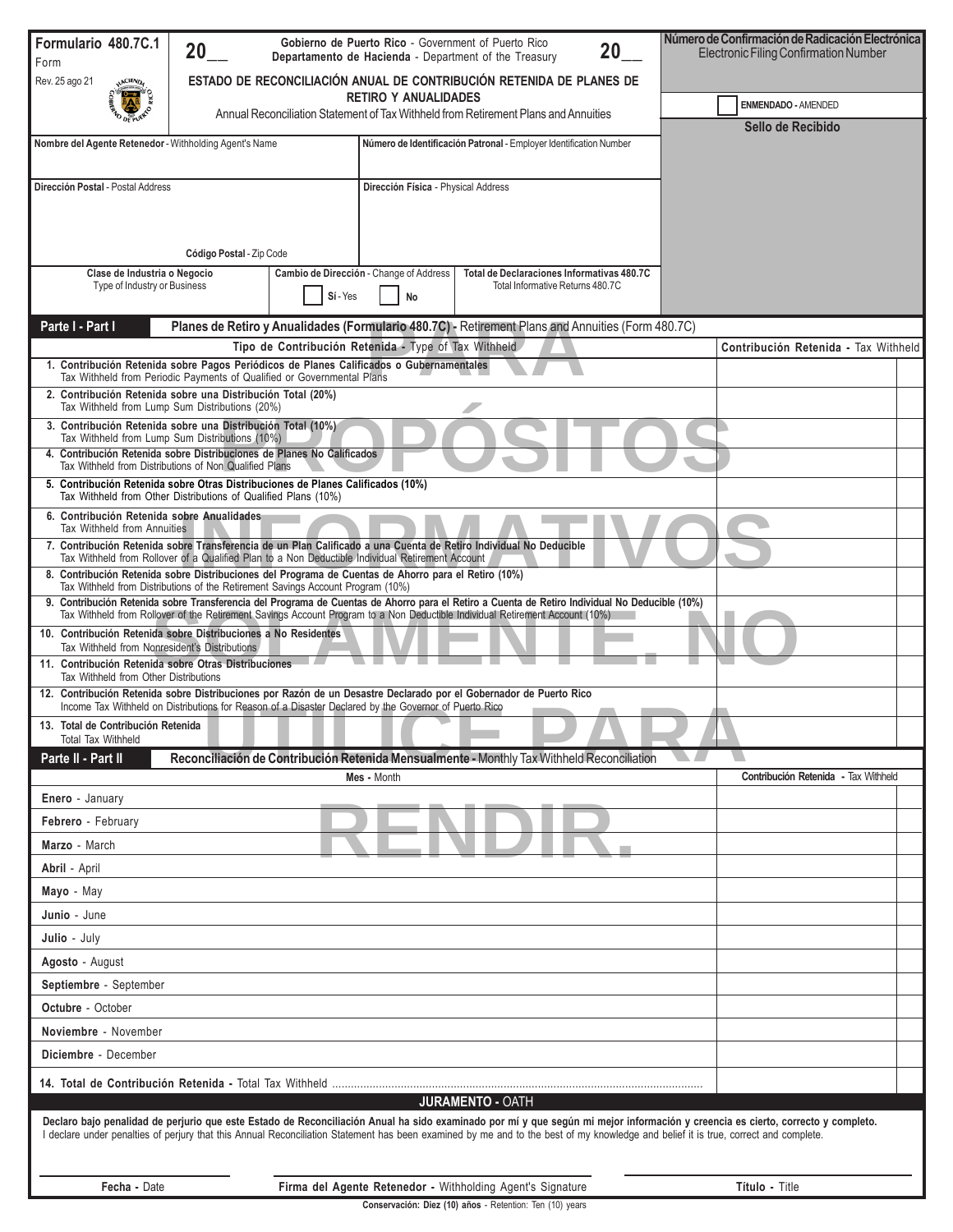**Formulario 480.7C.1**
Form
Rev. 25 ago 21

**20__**

**Gobierno de Puerto Rico** - Government of Puerto Rico
**Departamento de Hacienda** - Department of the Treasury

**20__**

**Número de Confirmación de Radicación Electrónica**
Electronic Filing Confirmation Number

# ESTADO DE RECONCILIACIÓN ANUAL DE CONTRIBUCIÓN RETENIDA DE PLANES DE RETIRO Y ANUALIDADES

Annual Reconciliation Statement of Tax Withheld from Retirement Plans and Annuities

☐ **ENMENDADO -** AMENDED

**Sello de Recibido**

| **Nombre del Agente Retenedor** - Withholding Agent's Name | **Número de Identificación Patronal** - Employer Identification Number |
|---|---|
| | |
| **Dirección Postal** - Postal Address<br>**Código Postal** - Zip Code | **Dirección Física** - Physical Address |

| **Clase de Industria o Negocio** - Type of Industry or Business | **Cambio de Dirección** - Change of Address | **Total de Declaraciones Informativas 480.7C** - Total Informative Returns 480.7C |
|---|---|---|
| | ☐ **Sí** - Yes ☐ **No** | |

PARA PROPÓSITOS INFORMATIVOS SOLAMENTE. NO UTILICE PARA RENDIR.

## Parte I - Part I — Planes de Retiro y Anualidades (Formulario 480.7C) - Retirement Plans and Annuities (Form 480.7C)

| **Tipo de Contribución Retenida** - Type of Tax Withheld | **Contribución Retenida** - Tax Withheld | |
|---|---|---|
| **1. Contribución Retenida sobre Pagos Periódicos de Planes Calificados o Gubernamentales** Tax Withheld from Periodic Payments of Qualified or Governmental Plans | | |
| **2. Contribución Retenida sobre una Distribución Total (20%)** Tax Withheld from Lump Sum Distributions (20%) | | |
| **3. Contribución Retenida sobre una Distribución Total (10%)** Tax Withheld from Lump Sum Distributions (10%) | | |
| **4. Contribución Retenida sobre Distribuciones de Planes No Calificados** Tax Withheld from Distributions of Non Qualified Plans | | |
| **5. Contribución Retenida sobre Otras Distribuciones de Planes Calificados (10%)** Tax Withheld from Other Distributions of Qualified Plans (10%) | | |
| **6. Contribución Retenida sobre Anualidades** Tax Withheld from Annuities | | |
| **7. Contribución Retenida sobre Transferencia de un Plan Calificado a una Cuenta de Retiro Individual No Deducible** Tax Withheld from Rollover of a Qualified Plan to a Non Deductible Individual Retirement Account | | |
| **8. Contribución Retenida sobre Distribuciones del Programa de Cuentas de Ahorro para el Retiro (10%)** Tax Withheld from Distributions of the Retirement Savings Account Program (10%) | | |
| **9. Contribución Retenida sobre Transferencia del Programa de Cuentas de Ahorro para el Retiro a Cuenta de Retiro Individual No Deducible (10%)** Tax Withheld from Rollover of the Retirement Savings Account Program to a Non Deductible Individual Retirement Account (10%) | | |
| **10. Contribución Retenida sobre Distribuciones a No Residentes** Tax Withheld from Nonresident's Distributions | | |
| **11. Contribución Retenida sobre Otras Distribuciones** Tax Withheld from Other Distributions | | |
| **12. Contribución Retenida sobre Distribuciones por Razón de un Desastre Declarado por el Gobernador de Puerto Rico** Income Tax Withheld on Distributions for Reason of a Disaster Declared by the Governor of Puerto Rico | | |
| **13. Total de Contribución Retenida** Total Tax Withheld | | |

## Parte II - Part II — Reconciliación de Contribución Retenida Mensualmente - Monthly Tax Withheld Reconciliation

| **Mes** - Month | **Contribución Retenida** - Tax Withheld | |
|---|---|---|
| **Enero** - January | | |
| **Febrero** - February | | |
| **Marzo** - March | | |
| **Abril** - April | | |
| **Mayo** - May | | |
| **Junio** - June | | |
| **Julio** - July | | |
| **Agosto** - August | | |
| **Septiembre** - September | | |
| **Octubre** - October | | |
| **Noviembre** - November | | |
| **Diciembre** - December | | |
| **14. Total de Contribución Retenida -** Total Tax Withheld | | |

## JURAMENTO - OATH

**Declaro bajo penalidad de perjurio que este Estado de Reconciliación Anual ha sido examinado por mí y que según mi mejor información y creencia es cierto, correcto y completo.**
I declare under penalties of perjury that this Annual Reconciliation Statement has been examined by me and to the best of my knowledge and belief it is true, correct and complete.

| **Fecha -** Date | **Firma del Agente Retenedor -** Withholding Agent's Signature | **Título -** Title |
|---|---|---|

**Conservación: Diez (10) años** - Retention: Ten (10) years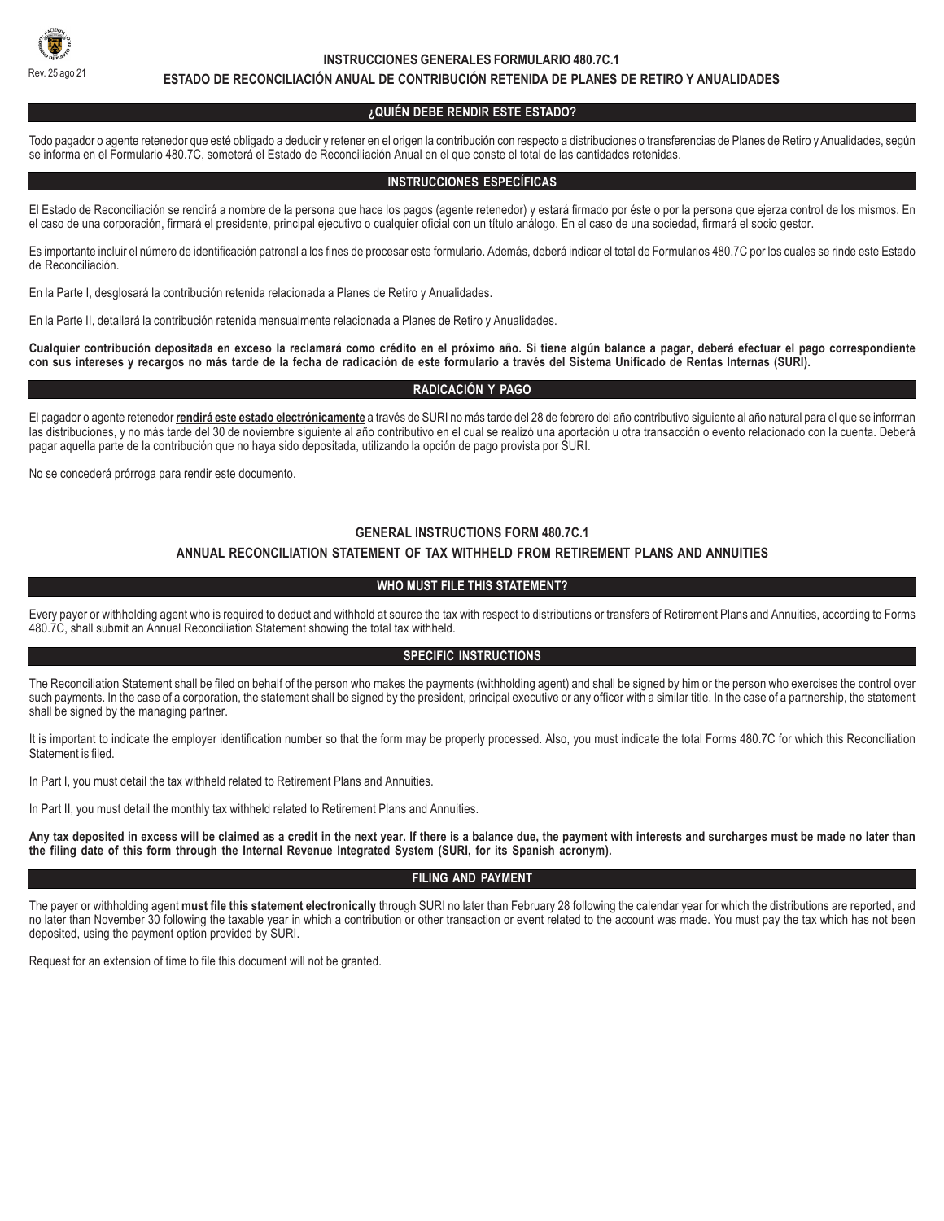Rev. 25 ago 21

# INSTRUCCIONES GENERALES FORMULARIO 480.7C.1

## ESTADO DE RECONCILIACIÓN ANUAL DE CONTRIBUCIÓN RETENIDA DE PLANES DE RETIRO Y ANUALIDADES

### ¿QUIÉN DEBE RENDIR ESTE ESTADO?

Todo pagador o agente retenedor que esté obligado a deducir y retener en el origen la contribución con respecto a distribuciones o transferencias de Planes de Retiro y Anualidades, según se informa en el Formulario 480.7C, someterá el Estado de Reconciliación Anual en el que conste el total de las cantidades retenidas.

### INSTRUCCIONES ESPECÍFICAS

El Estado de Reconciliación se rendirá a nombre de la persona que hace los pagos (agente retenedor) y estará firmado por éste o por la persona que ejerza control de los mismos. En el caso de una corporación, firmará el presidente, principal ejecutivo o cualquier oficial con un título análogo. En el caso de una sociedad, firmará el socio gestor.

Es importante incluir el número de identificación patronal a los fines de procesar este formulario. Además, deberá indicar el total de Formularios 480.7C por los cuales se rinde este Estado de Reconciliación.

En la Parte I, desglosará la contribución retenida relacionada a Planes de Retiro y Anualidades.

En la Parte II, detallará la contribución retenida mensualmente relacionada a Planes de Retiro y Anualidades.

**Cualquier contribución depositada en exceso la reclamará como crédito en el próximo año. Si tiene algún balance a pagar, deberá efectuar el pago correspondiente con sus intereses y recargos no más tarde de la fecha de radicación de este formulario a través del Sistema Unificado de Rentas Internas (SURI).**

### RADICACIÓN Y PAGO

El pagador o agente retenedor **rendirá este estado electrónicamente** a través de SURI no más tarde del 28 de febrero del año contributivo siguiente al año natural para el que se informan las distribuciones, y no más tarde del 30 de noviembre siguiente al año contributivo en el cual se realizó una aportación u otra transacción o evento relacionado con la cuenta. Deberá pagar aquella parte de la contribución que no haya sido depositada, utilizando la opción de pago provista por SURI.

No se concederá prórroga para rendir este documento.

# GENERAL INSTRUCTIONS FORM 480.7C.1

## ANNUAL RECONCILIATION STATEMENT OF TAX WITHHELD FROM RETIREMENT PLANS AND ANNUITIES

### WHO MUST FILE THIS STATEMENT?

Every payer or withholding agent who is required to deduct and withhold at source the tax with respect to distributions or transfers of Retirement Plans and Annuities, according to Forms 480.7C, shall submit an Annual Reconciliation Statement showing the total tax withheld.

### SPECIFIC INSTRUCTIONS

The Reconciliation Statement shall be filed on behalf of the person who makes the payments (withholding agent) and shall be signed by him or the person who exercises the control over such payments. In the case of a corporation, the statement shall be signed by the president, principal executive or any officer with a similar title. In the case of a partnership, the statement shall be signed by the managing partner.

It is important to indicate the employer identification number so that the form may be properly processed. Also, you must indicate the total Forms 480.7C for which this Reconciliation Statement is filed.

In Part I, you must detail the tax withheld related to Retirement Plans and Annuities.

In Part II, you must detail the monthly tax withheld related to Retirement Plans and Annuities.

**Any tax deposited in excess will be claimed as a credit in the next year. If there is a balance due, the payment with interests and surcharges must be made no later than the filing date of this form through the Internal Revenue Integrated System (SURI, for its Spanish acronym).**

### FILING AND PAYMENT

The payer or withholding agent **must file this statement electronically** through SURI no later than February 28 following the calendar year for which the distributions are reported, and no later than November 30 following the taxable year in which a contribution or other transaction or event related to the account was made. You must pay the tax which has not been deposited, using the payment option provided by SURI.

Request for an extension of time to file this document will not be granted.